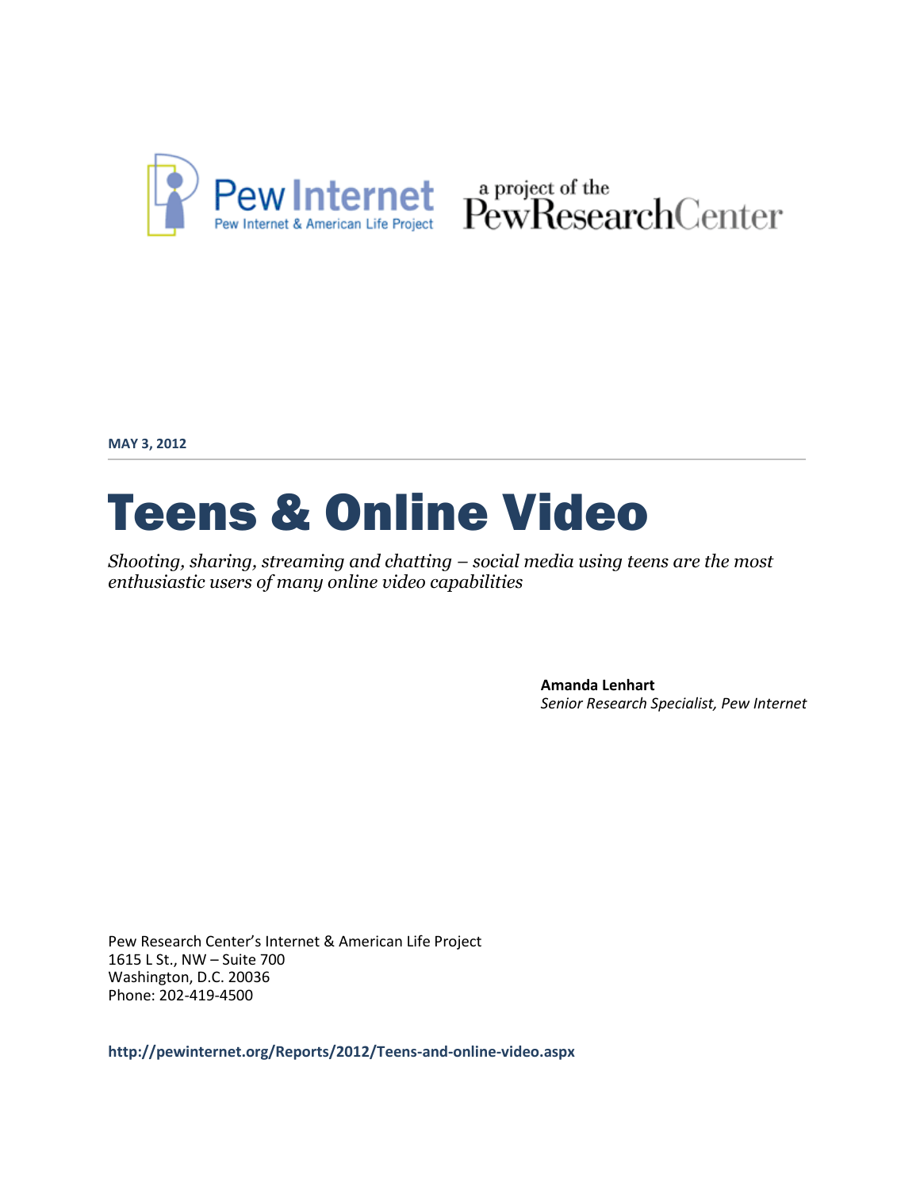Pew Internet
Pew Internet & American Life Project

a project of the PewResearchCenter

**MAY 3, 2012**

# Teens & Online Video

*Shooting, sharing, streaming and chatting – social media using teens are the most enthusiastic users of many online video capabilities*

**Amanda Lenhart**
*Senior Research Specialist, Pew Internet*

Pew Research Center's Internet & American Life Project
1615 L St., NW – Suite 700
Washington, D.C. 20036
Phone: 202-419-4500

**http://pewinternet.org/Reports/2012/Teens-and-online-video.aspx**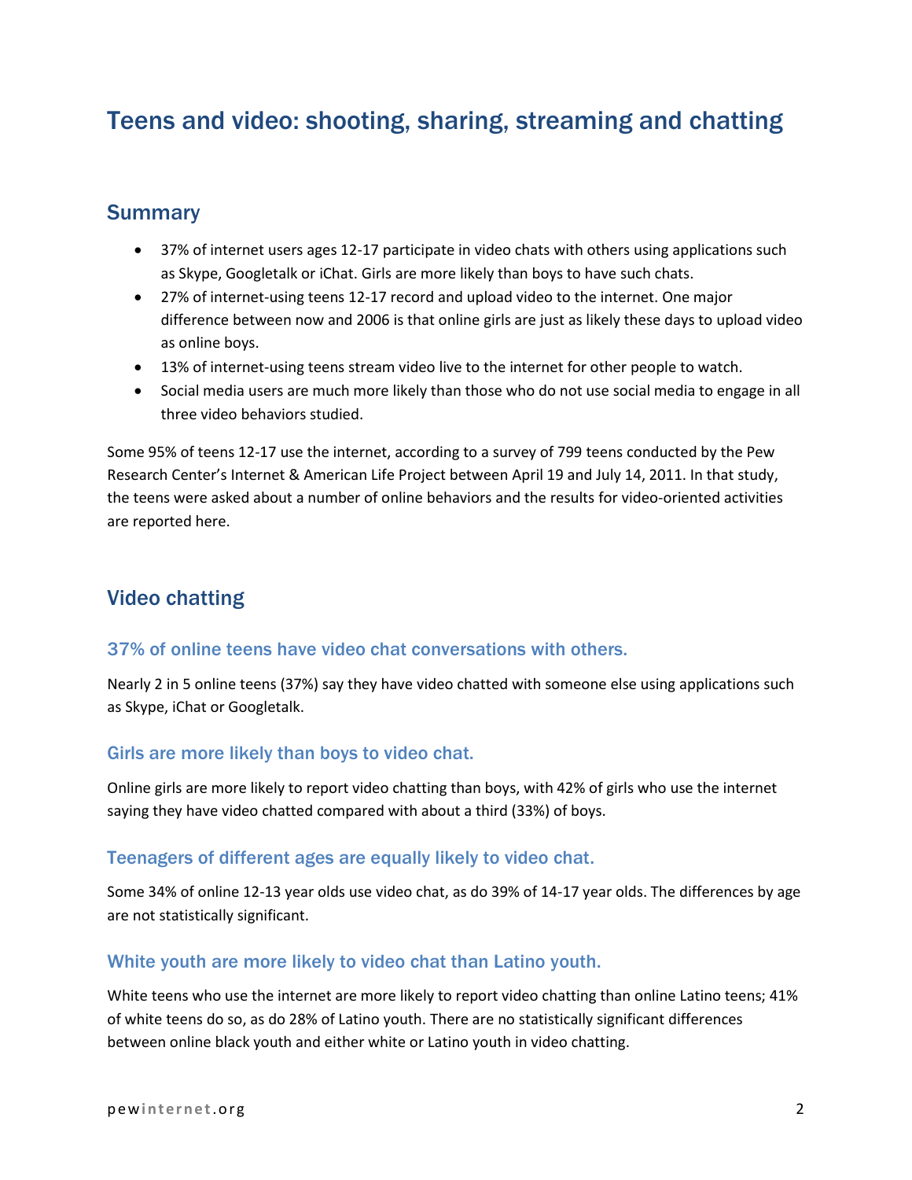# Teens and video: shooting, sharing, streaming and chatting

## Summary

- 37% of internet users ages 12-17 participate in video chats with others using applications such as Skype, Googletalk or iChat. Girls are more likely than boys to have such chats.
- 27% of internet-using teens 12-17 record and upload video to the internet. One major difference between now and 2006 is that online girls are just as likely these days to upload video as online boys.
- 13% of internet-using teens stream video live to the internet for other people to watch.
- Social media users are much more likely than those who do not use social media to engage in all three video behaviors studied.

Some 95% of teens 12-17 use the internet, according to a survey of 799 teens conducted by the Pew Research Center's Internet & American Life Project between April 19 and July 14, 2011. In that study, the teens were asked about a number of online behaviors and the results for video-oriented activities are reported here.

## Video chatting

### 37% of online teens have video chat conversations with others.

Nearly 2 in 5 online teens (37%) say they have video chatted with someone else using applications such as Skype, iChat or Googletalk.

### Girls are more likely than boys to video chat.

Online girls are more likely to report video chatting than boys, with 42% of girls who use the internet saying they have video chatted compared with about a third (33%) of boys.

### Teenagers of different ages are equally likely to video chat.

Some 34% of online 12-13 year olds use video chat, as do 39% of 14-17 year olds. The differences by age are not statistically significant.

### White youth are more likely to video chat than Latino youth.

White teens who use the internet are more likely to report video chatting than online Latino teens; 41% of white teens do so, as do 28% of Latino youth. There are no statistically significant differences between online black youth and either white or Latino youth in video chatting.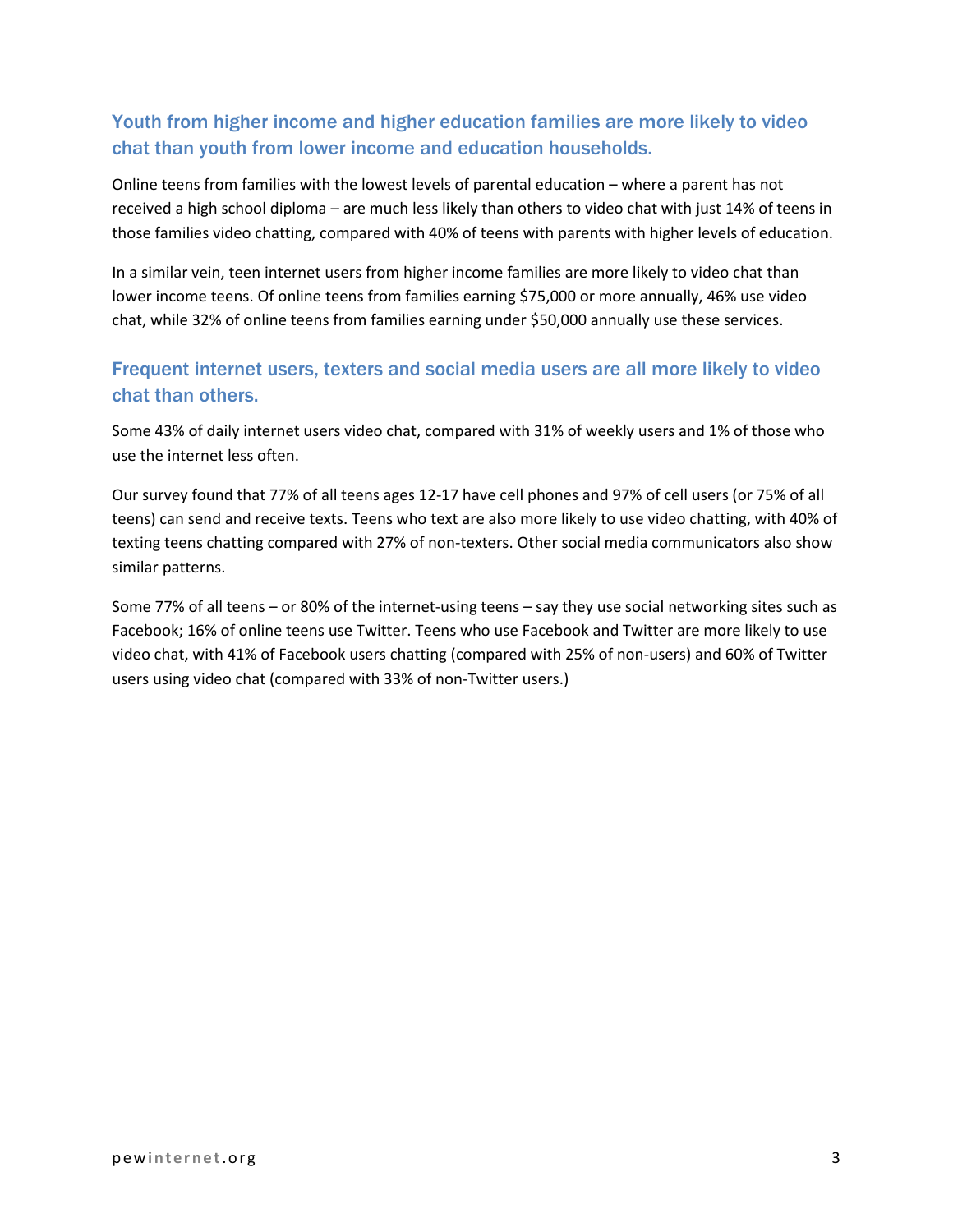## Youth from higher income and higher education families are more likely to video chat than youth from lower income and education households.

Online teens from families with the lowest levels of parental education – where a parent has not received a high school diploma – are much less likely than others to video chat with just 14% of teens in those families video chatting, compared with 40% of teens with parents with higher levels of education.

In a similar vein, teen internet users from higher income families are more likely to video chat than lower income teens. Of online teens from families earning $75,000 or more annually, 46% use video chat, while 32% of online teens from families earning under $50,000 annually use these services.

## Frequent internet users, texters and social media users are all more likely to video chat than others.

Some 43% of daily internet users video chat, compared with 31% of weekly users and 1% of those who use the internet less often.

Our survey found that 77% of all teens ages 12-17 have cell phones and 97% of cell users (or 75% of all teens) can send and receive texts. Teens who text are also more likely to use video chatting, with 40% of texting teens chatting compared with 27% of non-texters. Other social media communicators also show similar patterns.

Some 77% of all teens – or 80% of the internet-using teens – say they use social networking sites such as Facebook; 16% of online teens use Twitter. Teens who use Facebook and Twitter are more likely to use video chat, with 41% of Facebook users chatting (compared with 25% of non-users) and 60% of Twitter users using video chat (compared with 33% of non-Twitter users.)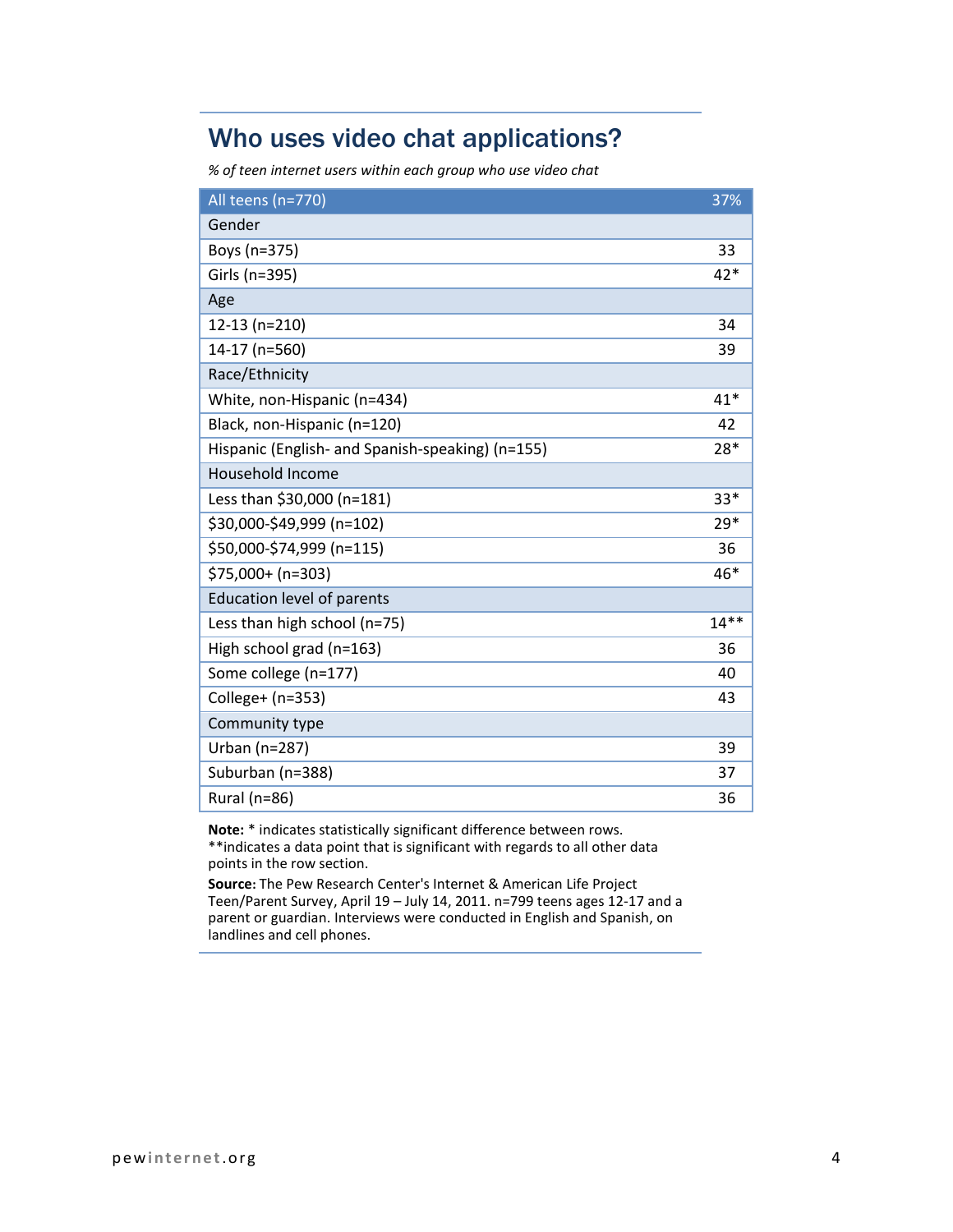## Who uses video chat applications?

*% of teen internet users within each group who use video chat*

| All teens (n=770) | 37% |
|---|---|
| **Gender** | |
| Boys (n=375) | 33 |
| Girls (n=395) | 42* |
| **Age** | |
| 12-13 (n=210) | 34 |
| 14-17 (n=560) | 39 |
| **Race/Ethnicity** | |
| White, non-Hispanic (n=434) | 41* |
| Black, non-Hispanic (n=120) | 42 |
| Hispanic (English- and Spanish-speaking) (n=155) | 28* |
| **Household Income** | |
| Less than $30,000 (n=181) | 33* |
| $30,000-$49,999 (n=102) | 29* |
| $50,000-$74,999 (n=115) | 36 |
| $75,000+ (n=303) | 46* |
| **Education level of parents** | |
| Less than high school (n=75) | 14** |
| High school grad (n=163) | 36 |
| Some college (n=177) | 40 |
| College+ (n=353) | 43 |
| **Community type** | |
| Urban (n=287) | 39 |
| Suburban (n=388) | 37 |
| Rural (n=86) | 36 |

**Note:** * indicates statistically significant difference between rows. **indicates a data point that is significant with regards to all other data points in the row section.

**Source:** The Pew Research Center's Internet & American Life Project Teen/Parent Survey, April 19 – July 14, 2011. n=799 teens ages 12-17 and a parent or guardian. Interviews were conducted in English and Spanish, on landlines and cell phones.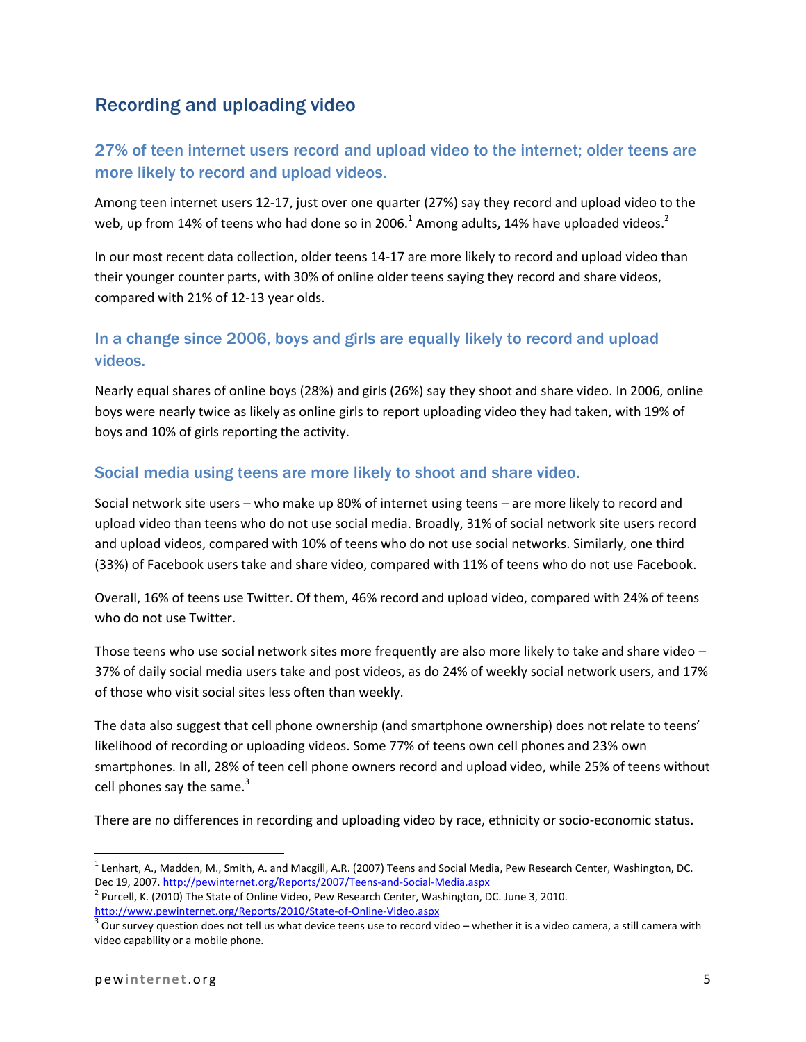## Recording and uploading video

### 27% of teen internet users record and upload video to the internet; older teens are more likely to record and upload videos.

Among teen internet users 12-17, just over one quarter (27%) say they record and upload video to the web, up from 14% of teens who had done so in 2006.[1] Among adults, 14% have uploaded videos.[2]

In our most recent data collection, older teens 14-17 are more likely to record and upload video than their younger counter parts, with 30% of online older teens saying they record and share videos, compared with 21% of 12-13 year olds.

### In a change since 2006, boys and girls are equally likely to record and upload videos.

Nearly equal shares of online boys (28%) and girls (26%) say they shoot and share video. In 2006, online boys were nearly twice as likely as online girls to report uploading video they had taken, with 19% of boys and 10% of girls reporting the activity.

### Social media using teens are more likely to shoot and share video.

Social network site users – who make up 80% of internet using teens – are more likely to record and upload video than teens who do not use social media. Broadly, 31% of social network site users record and upload videos, compared with 10% of teens who do not use social networks. Similarly, one third (33%) of Facebook users take and share video, compared with 11% of teens who do not use Facebook.

Overall, 16% of teens use Twitter. Of them, 46% record and upload video, compared with 24% of teens who do not use Twitter.

Those teens who use social network sites more frequently are also more likely to take and share video – 37% of daily social media users take and post videos, as do 24% of weekly social network users, and 17% of those who visit social sites less often than weekly.

The data also suggest that cell phone ownership (and smartphone ownership) does not relate to teens' likelihood of recording or uploading videos. Some 77% of teens own cell phones and 23% own smartphones. In all, 28% of teen cell phone owners record and upload video, while 25% of teens without cell phones say the same.[3]

There are no differences in recording and uploading video by race, ethnicity or socio-economic status.

---

[1] Lenhart, A., Madden, M., Smith, A. and Macgill, A.R. (2007) Teens and Social Media, Pew Research Center, Washington, DC. Dec 19, 2007. http://pewinternet.org/Reports/2007/Teens-and-Social-Media.aspx

[2] Purcell, K. (2010) The State of Online Video, Pew Research Center, Washington, DC. June 3, 2010. http://www.pewinternet.org/Reports/2010/State-of-Online-Video.aspx

[3] Our survey question does not tell us what device teens use to record video – whether it is a video camera, a still camera with video capability or a mobile phone.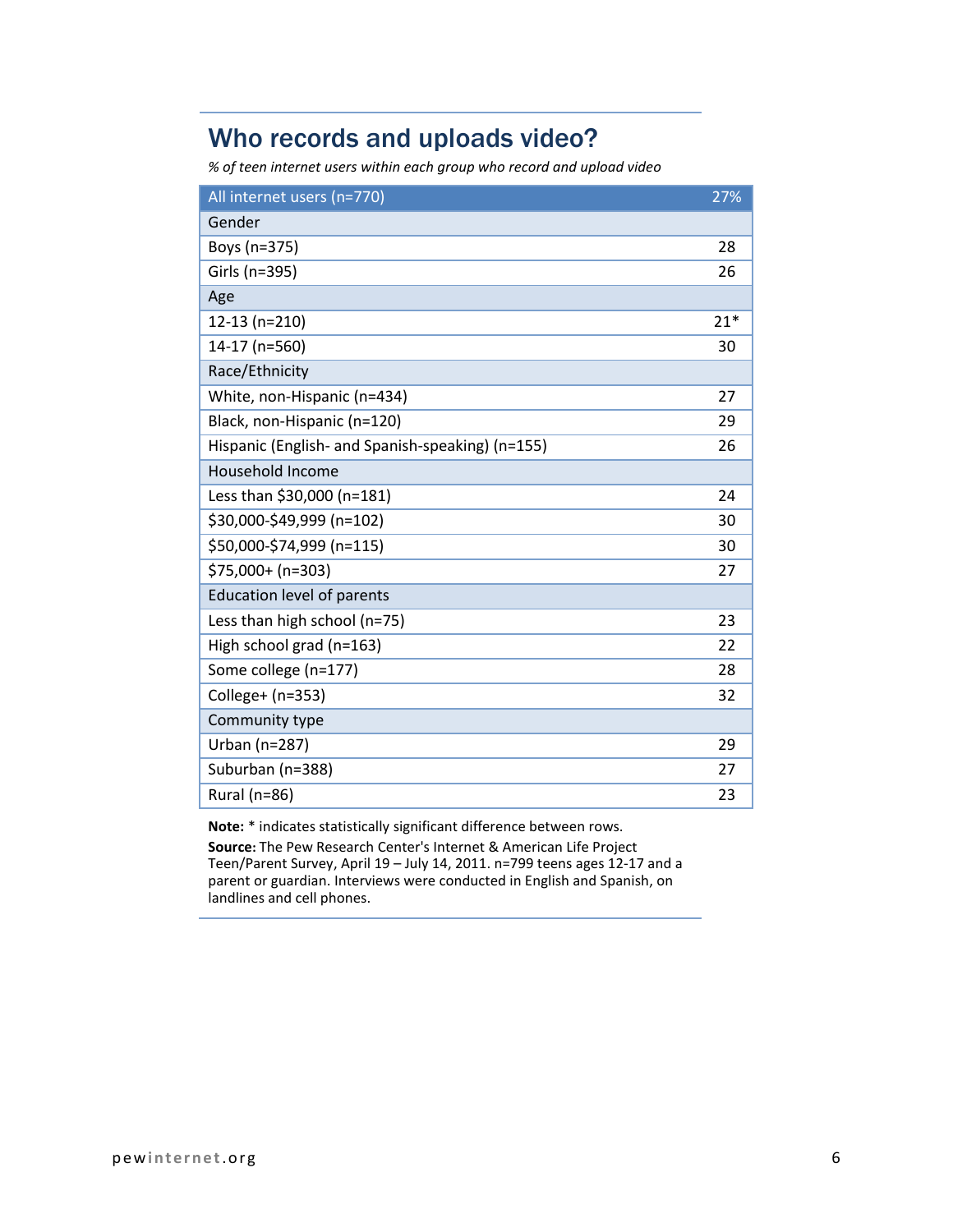## Who records and uploads video?

*% of teen internet users within each group who record and upload video*

| All internet users (n=770) | 27% |
|---|---|
| **Gender** | |
| Boys (n=375) | 28 |
| Girls (n=395) | 26 |
| **Age** | |
| 12-13 (n=210) | 21* |
| 14-17 (n=560) | 30 |
| **Race/Ethnicity** | |
| White, non-Hispanic (n=434) | 27 |
| Black, non-Hispanic (n=120) | 29 |
| Hispanic (English- and Spanish-speaking) (n=155) | 26 |
| **Household Income** | |
| Less than $30,000 (n=181) | 24 |
| $30,000-$49,999 (n=102) | 30 |
| $50,000-$74,999 (n=115) | 30 |
| $75,000+ (n=303) | 27 |
| **Education level of parents** | |
| Less than high school (n=75) | 23 |
| High school grad (n=163) | 22 |
| Some college (n=177) | 28 |
| College+ (n=353) | 32 |
| **Community type** | |
| Urban (n=287) | 29 |
| Suburban (n=388) | 27 |
| Rural (n=86) | 23 |

**Note:** * indicates statistically significant difference between rows.

**Source:** The Pew Research Center's Internet & American Life Project Teen/Parent Survey, April 19 – July 14, 2011. n=799 teens ages 12-17 and a parent or guardian. Interviews were conducted in English and Spanish, on landlines and cell phones.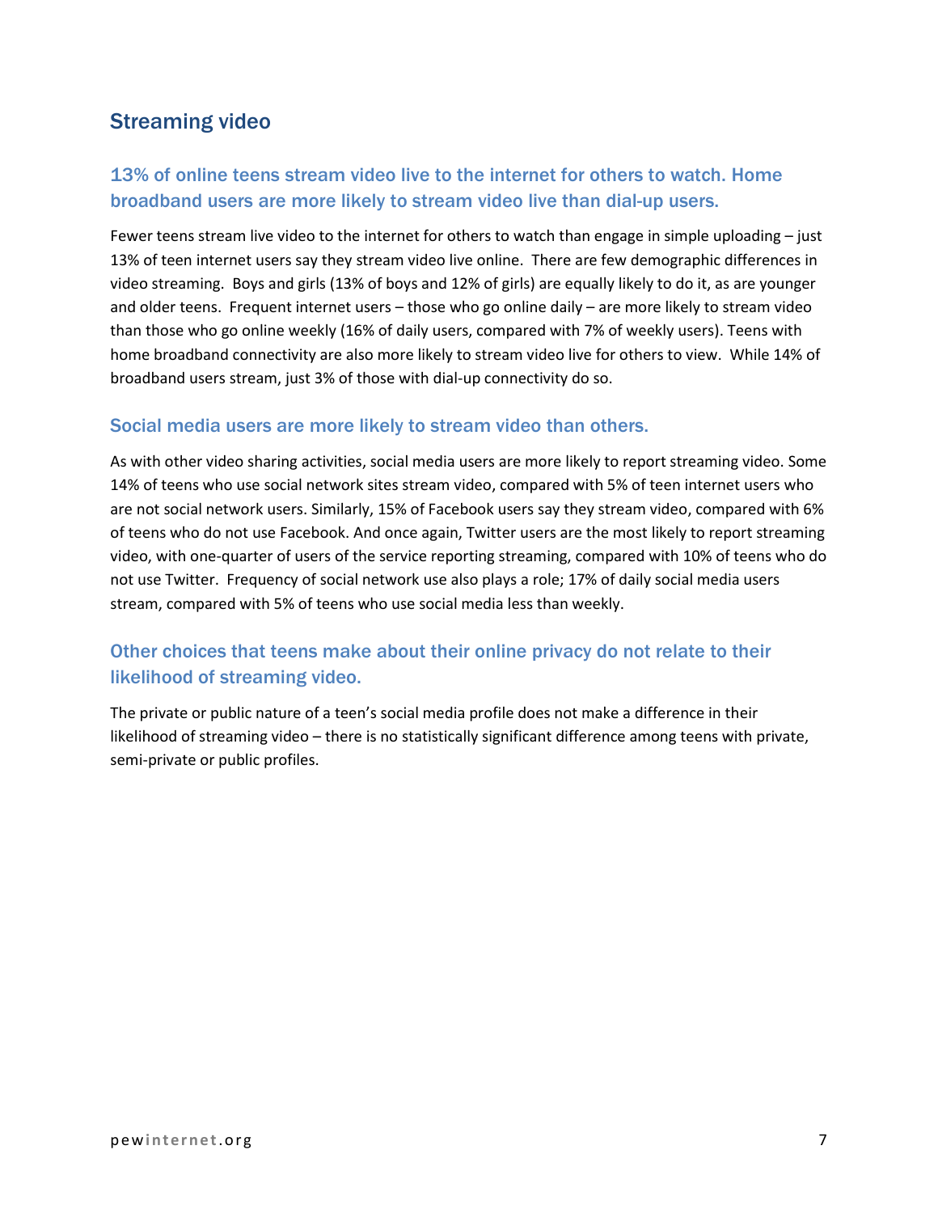## Streaming video

### 13% of online teens stream video live to the internet for others to watch. Home broadband users are more likely to stream video live than dial-up users.

Fewer teens stream live video to the internet for others to watch than engage in simple uploading – just 13% of teen internet users say they stream video live online. There are few demographic differences in video streaming. Boys and girls (13% of boys and 12% of girls) are equally likely to do it, as are younger and older teens. Frequent internet users – those who go online daily – are more likely to stream video than those who go online weekly (16% of daily users, compared with 7% of weekly users). Teens with home broadband connectivity are also more likely to stream video live for others to view. While 14% of broadband users stream, just 3% of those with dial-up connectivity do so.

### Social media users are more likely to stream video than others.

As with other video sharing activities, social media users are more likely to report streaming video. Some 14% of teens who use social network sites stream video, compared with 5% of teen internet users who are not social network users. Similarly, 15% of Facebook users say they stream video, compared with 6% of teens who do not use Facebook. And once again, Twitter users are the most likely to report streaming video, with one-quarter of users of the service reporting streaming, compared with 10% of teens who do not use Twitter. Frequency of social network use also plays a role; 17% of daily social media users stream, compared with 5% of teens who use social media less than weekly.

### Other choices that teens make about their online privacy do not relate to their likelihood of streaming video.

The private or public nature of a teen's social media profile does not make a difference in their likelihood of streaming video – there is no statistically significant difference among teens with private, semi-private or public profiles.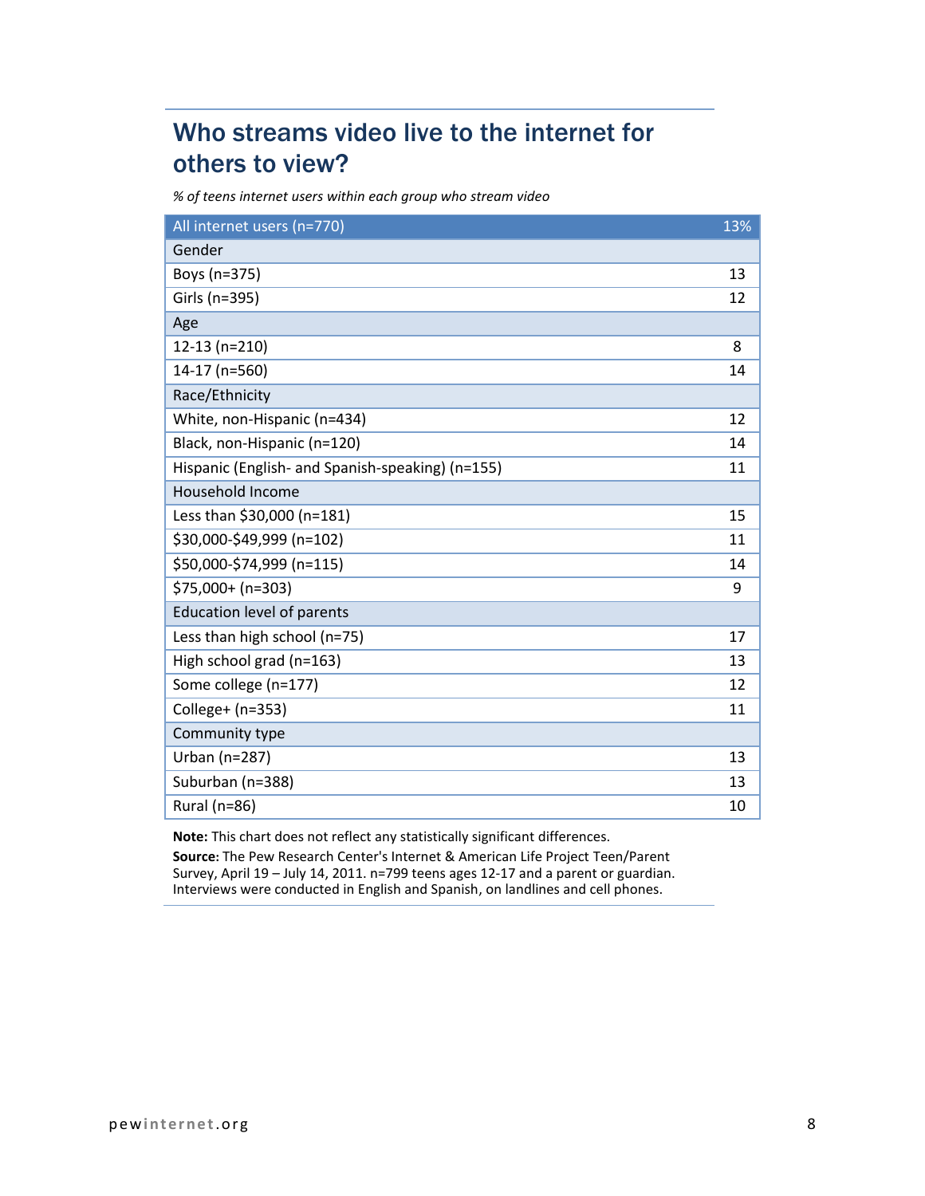## Who streams video live to the internet for others to view?

*% of teens internet users within each group who stream video*

| All internet users (n=770) | 13% |
|---|---|
| **Gender** | |
| Boys (n=375) | 13 |
| Girls (n=395) | 12 |
| **Age** | |
| 12-13 (n=210) | 8 |
| 14-17 (n=560) | 14 |
| **Race/Ethnicity** | |
| White, non-Hispanic (n=434) | 12 |
| Black, non-Hispanic (n=120) | 14 |
| Hispanic (English- and Spanish-speaking) (n=155) | 11 |
| **Household Income** | |
| Less than $30,000 (n=181) | 15 |
| $30,000-$49,999 (n=102) | 11 |
| $50,000-$74,999 (n=115) | 14 |
| $75,000+ (n=303) | 9 |
| **Education level of parents** | |
| Less than high school (n=75) | 17 |
| High school grad (n=163) | 13 |
| Some college (n=177) | 12 |
| College+ (n=353) | 11 |
| **Community type** | |
| Urban (n=287) | 13 |
| Suburban (n=388) | 13 |
| Rural (n=86) | 10 |

**Note:** This chart does not reflect any statistically significant differences.

**Source:** The Pew Research Center's Internet & American Life Project Teen/Parent Survey, April 19 – July 14, 2011. n=799 teens ages 12-17 and a parent or guardian. Interviews were conducted in English and Spanish, on landlines and cell phones.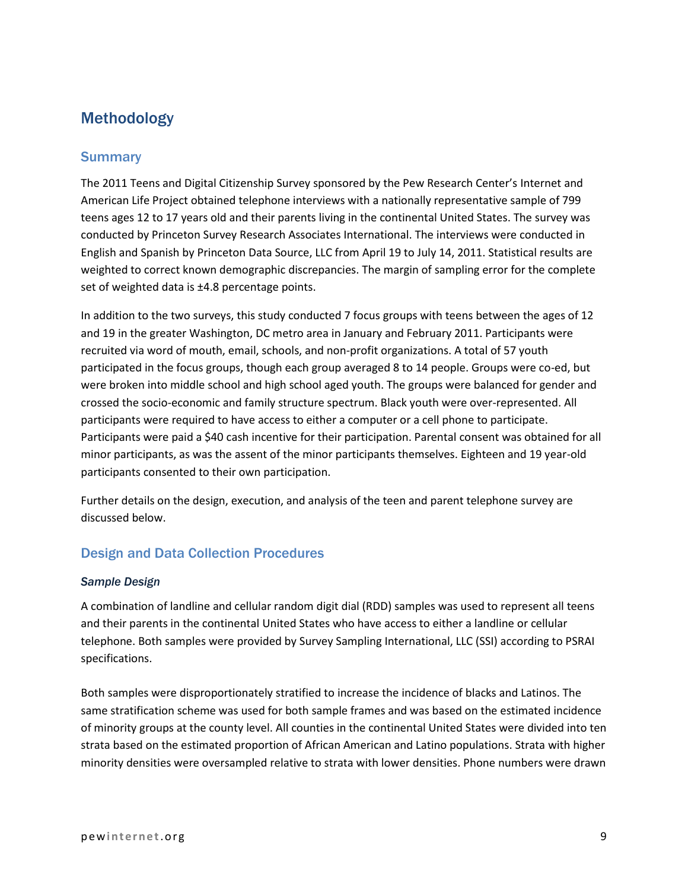## Methodology

### Summary

The 2011 Teens and Digital Citizenship Survey sponsored by the Pew Research Center's Internet and American Life Project obtained telephone interviews with a nationally representative sample of 799 teens ages 12 to 17 years old and their parents living in the continental United States. The survey was conducted by Princeton Survey Research Associates International. The interviews were conducted in English and Spanish by Princeton Data Source, LLC from April 19 to July 14, 2011. Statistical results are weighted to correct known demographic discrepancies. The margin of sampling error for the complete set of weighted data is ±4.8 percentage points.

In addition to the two surveys, this study conducted 7 focus groups with teens between the ages of 12 and 19 in the greater Washington, DC metro area in January and February 2011. Participants were recruited via word of mouth, email, schools, and non-profit organizations. A total of 57 youth participated in the focus groups, though each group averaged 8 to 14 people. Groups were co-ed, but were broken into middle school and high school aged youth. The groups were balanced for gender and crossed the socio-economic and family structure spectrum. Black youth were over-represented. All participants were required to have access to either a computer or a cell phone to participate. Participants were paid a $40 cash incentive for their participation. Parental consent was obtained for all minor participants, as was the assent of the minor participants themselves. Eighteen and 19 year-old participants consented to their own participation.

Further details on the design, execution, and analysis of the teen and parent telephone survey are discussed below.

### Design and Data Collection Procedures

#### *Sample Design*

A combination of landline and cellular random digit dial (RDD) samples was used to represent all teens and their parents in the continental United States who have access to either a landline or cellular telephone. Both samples were provided by Survey Sampling International, LLC (SSI) according to PSRAI specifications.

Both samples were disproportionately stratified to increase the incidence of blacks and Latinos. The same stratification scheme was used for both sample frames and was based on the estimated incidence of minority groups at the county level. All counties in the continental United States were divided into ten strata based on the estimated proportion of African American and Latino populations. Strata with higher minority densities were oversampled relative to strata with lower densities. Phone numbers were drawn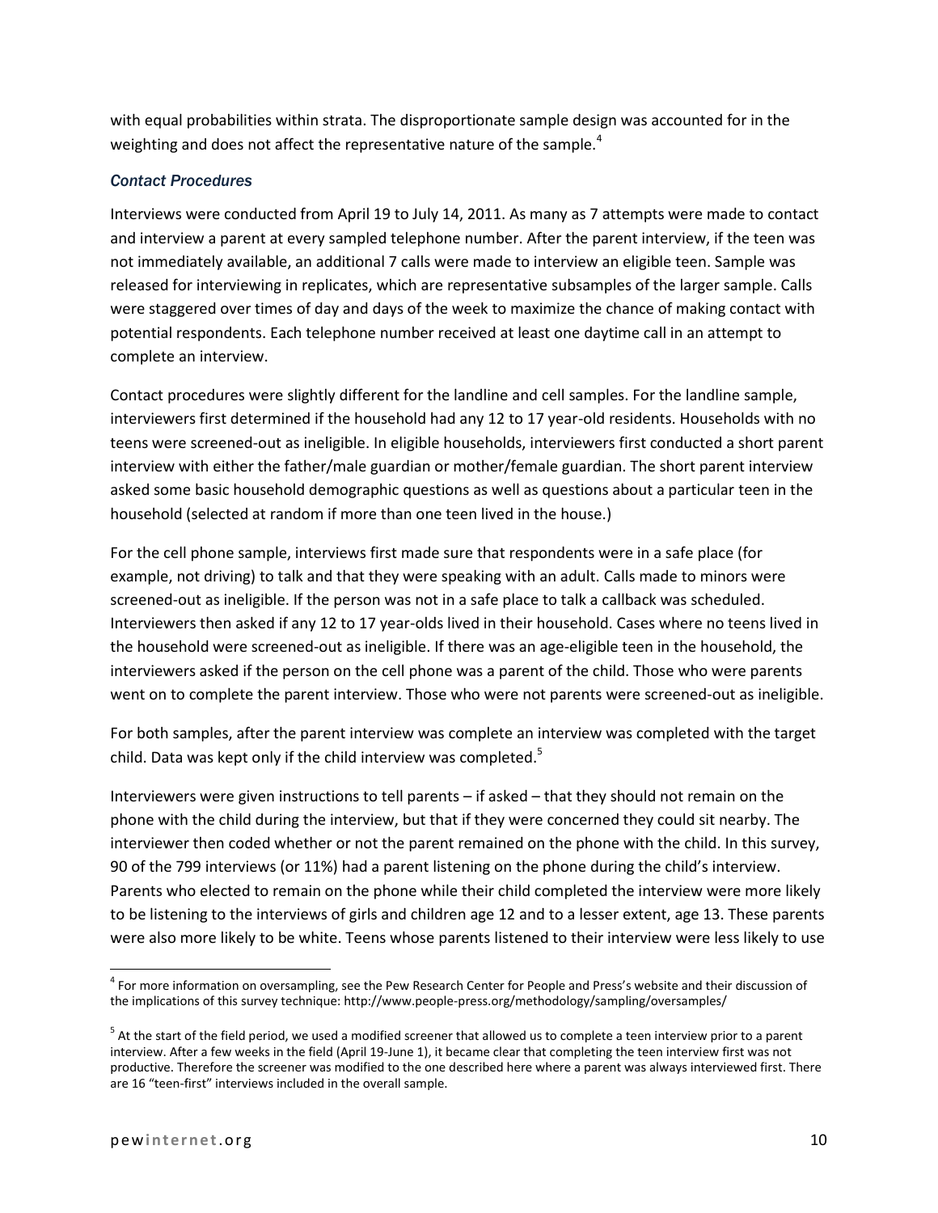with equal probabilities within strata. The disproportionate sample design was accounted for in the weighting and does not affect the representative nature of the sample.[4]

### *Contact Procedures*

Interviews were conducted from April 19 to July 14, 2011. As many as 7 attempts were made to contact and interview a parent at every sampled telephone number. After the parent interview, if the teen was not immediately available, an additional 7 calls were made to interview an eligible teen. Sample was released for interviewing in replicates, which are representative subsamples of the larger sample. Calls were staggered over times of day and days of the week to maximize the chance of making contact with potential respondents. Each telephone number received at least one daytime call in an attempt to complete an interview.

Contact procedures were slightly different for the landline and cell samples. For the landline sample, interviewers first determined if the household had any 12 to 17 year-old residents. Households with no teens were screened-out as ineligible. In eligible households, interviewers first conducted a short parent interview with either the father/male guardian or mother/female guardian. The short parent interview asked some basic household demographic questions as well as questions about a particular teen in the household (selected at random if more than one teen lived in the house.)

For the cell phone sample, interviews first made sure that respondents were in a safe place (for example, not driving) to talk and that they were speaking with an adult. Calls made to minors were screened-out as ineligible. If the person was not in a safe place to talk a callback was scheduled. Interviewers then asked if any 12 to 17 year-olds lived in their household. Cases where no teens lived in the household were screened-out as ineligible. If there was an age-eligible teen in the household, the interviewers asked if the person on the cell phone was a parent of the child. Those who were parents went on to complete the parent interview. Those who were not parents were screened-out as ineligible.

For both samples, after the parent interview was complete an interview was completed with the target child. Data was kept only if the child interview was completed.[5]

Interviewers were given instructions to tell parents – if asked – that they should not remain on the phone with the child during the interview, but that if they were concerned they could sit nearby. The interviewer then coded whether or not the parent remained on the phone with the child. In this survey, 90 of the 799 interviews (or 11%) had a parent listening on the phone during the child's interview. Parents who elected to remain on the phone while their child completed the interview were more likely to be listening to the interviews of girls and children age 12 and to a lesser extent, age 13. These parents were also more likely to be white. Teens whose parents listened to their interview were less likely to use

---

[4] For more information on oversampling, see the Pew Research Center for People and Press's website and their discussion of the implications of this survey technique: http://www.people-press.org/methodology/sampling/oversamples/

[5] At the start of the field period, we used a modified screener that allowed us to complete a teen interview prior to a parent interview. After a few weeks in the field (April 19-June 1), it became clear that completing the teen interview first was not productive. Therefore the screener was modified to the one described here where a parent was always interviewed first. There are 16 "teen-first" interviews included in the overall sample.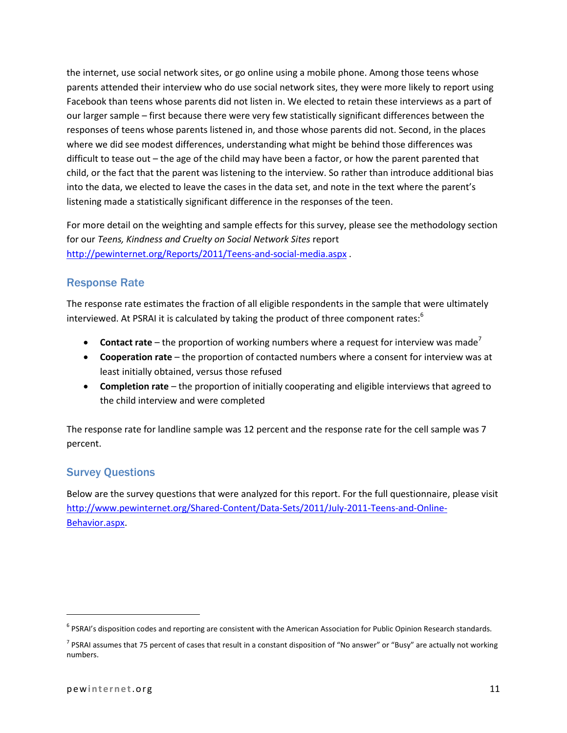the internet, use social network sites, or go online using a mobile phone. Among those teens whose parents attended their interview who do use social network sites, they were more likely to report using Facebook than teens whose parents did not listen in. We elected to retain these interviews as a part of our larger sample – first because there were very few statistically significant differences between the responses of teens whose parents listened in, and those whose parents did not. Second, in the places where we did see modest differences, understanding what might be behind those differences was difficult to tease out – the age of the child may have been a factor, or how the parent parented that child, or the fact that the parent was listening to the interview. So rather than introduce additional bias into the data, we elected to leave the cases in the data set, and note in the text where the parent's listening made a statistically significant difference in the responses of the teen.

For more detail on the weighting and sample effects for this survey, please see the methodology section for our *Teens, Kindness and Cruelty on Social Network Sites* report http://pewinternet.org/Reports/2011/Teens-and-social-media.aspx .

## Response Rate

The response rate estimates the fraction of all eligible respondents in the sample that were ultimately interviewed. At PSRAI it is calculated by taking the product of three component rates:[6]

- **Contact rate** – the proportion of working numbers where a request for interview was made[7]
- **Cooperation rate** – the proportion of contacted numbers where a consent for interview was at least initially obtained, versus those refused
- **Completion rate** – the proportion of initially cooperating and eligible interviews that agreed to the child interview and were completed

The response rate for landline sample was 12 percent and the response rate for the cell sample was 7 percent.

## Survey Questions

Below are the survey questions that were analyzed for this report. For the full questionnaire, please visit http://www.pewinternet.org/Shared-Content/Data-Sets/2011/July-2011-Teens-and-Online-Behavior.aspx.

---

[6] PSRAI's disposition codes and reporting are consistent with the American Association for Public Opinion Research standards.

[7] PSRAI assumes that 75 percent of cases that result in a constant disposition of "No answer" or "Busy" are actually not working numbers.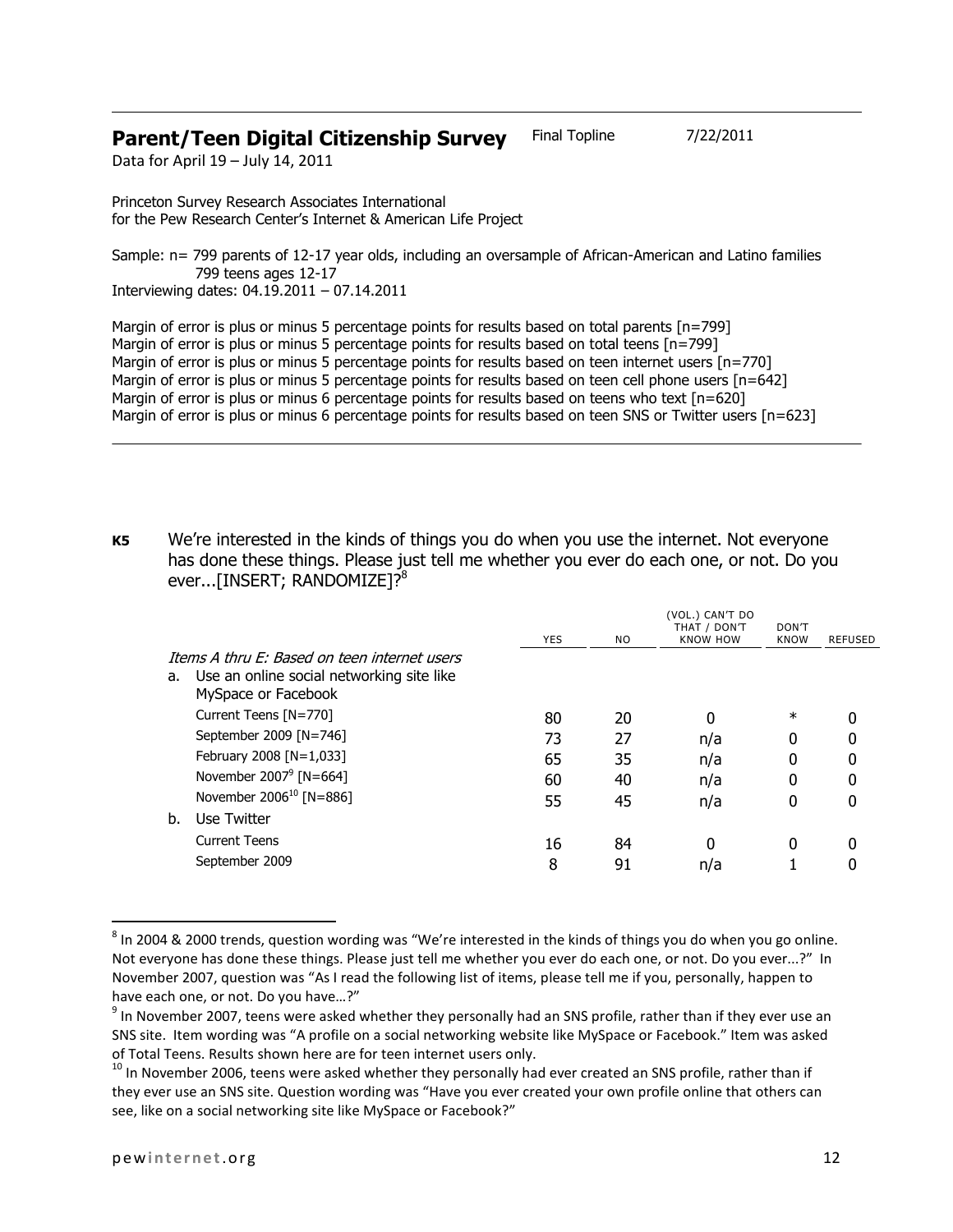**Parent/Teen Digital Citizenship Survey** Final Topline 7/22/2011

Data for April 19 – July 14, 2011

Princeton Survey Research Associates International
for the Pew Research Center's Internet & American Life Project

Sample: n= 799 parents of 12-17 year olds, including an oversample of African-American and Latino families
799 teens ages 12-17
Interviewing dates: 04.19.2011 – 07.14.2011

Margin of error is plus or minus 5 percentage points for results based on total parents [n=799]
Margin of error is plus or minus 5 percentage points for results based on total teens [n=799]
Margin of error is plus or minus 5 percentage points for results based on teen internet users [n=770]
Margin of error is plus or minus 5 percentage points for results based on teen cell phone users [n=642]
Margin of error is plus or minus 6 percentage points for results based on teens who text [n=620]
Margin of error is plus or minus 6 percentage points for results based on teen SNS or Twitter users [n=623]

---

**K5** We're interested in the kinds of things you do when you use the internet. Not everyone has done these things. Please just tell me whether you ever do each one, or not. Do you ever...[INSERT; RANDOMIZE]?[8]

| | YES | NO | (VOL.) CAN'T DO THAT / DON'T KNOW HOW | DON'T KNOW | REFUSED |
|---|---|---|---|---|---|
| *Items A thru E: Based on teen internet users* | | | | | |
| a. Use an online social networking site like MySpace or Facebook | | | | | |
| Current Teens [N=770] | 80 | 20 | 0 | * | 0 |
| September 2009 [N=746] | 73 | 27 | n/a | 0 | 0 |
| February 2008 [N=1,033] | 65 | 35 | n/a | 0 | 0 |
| November 2007[9] [N=664] | 60 | 40 | n/a | 0 | 0 |
| November 2006[10] [N=886] | 55 | 45 | n/a | 0 | 0 |
| b. Use Twitter | | | | | |
| Current Teens | 16 | 84 | 0 | 0 | 0 |
| September 2009 | 8 | 91 | n/a | 1 | 0 |

---

[8] In 2004 & 2000 trends, question wording was "We're interested in the kinds of things you do when you go online. Not everyone has done these things. Please just tell me whether you ever do each one, or not. Do you ever...?" In November 2007, question was "As I read the following list of items, please tell me if you, personally, happen to have each one, or not. Do you have…?"

[9] In November 2007, teens were asked whether they personally had an SNS profile, rather than if they ever use an SNS site. Item wording was "A profile on a social networking website like MySpace or Facebook." Item was asked of Total Teens. Results shown here are for teen internet users only.

[10] In November 2006, teens were asked whether they personally had ever created an SNS profile, rather than if they ever use an SNS site. Question wording was "Have you ever created your own profile online that others can see, like on a social networking site like MySpace or Facebook?"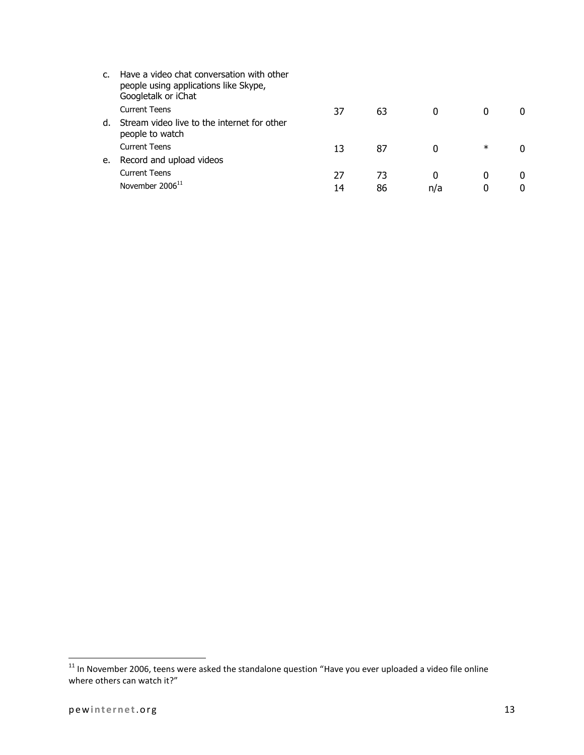| | | | | | |
|---|---|---|---|---|---|
| c. Have a video chat conversation with other people using applications like Skype, Googletalk or iChat | | | | | |
| Current Teens | 37 | 63 | 0 | 0 | 0 |
| d. Stream video live to the internet for other people to watch | | | | | |
| Current Teens | 13 | 87 | 0 | * | 0 |
| e. Record and upload videos | | | | | |
| Current Teens | 27 | 73 | 0 | 0 | 0 |
| November 2006[11] | 14 | 86 | n/a | 0 | 0 |

[11] In November 2006, teens were asked the standalone question "Have you ever uploaded a video file online where others can watch it?"